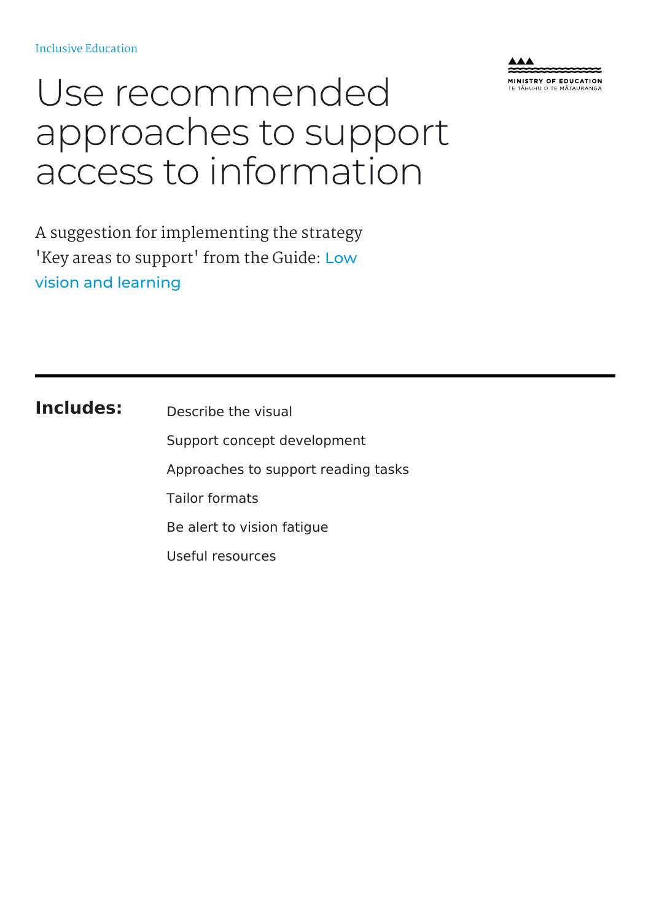Inclusive Education

# Use recommended approaches to support access to information

A suggestion for implementing the strategy 'Key areas to support' from the Guide: Low vision and learning

**Includes:**

- Describe the visual
- Support concept development
- Approaches to support reading tasks
- Tailor formats
- Be alert to vision fatigue
- Useful resources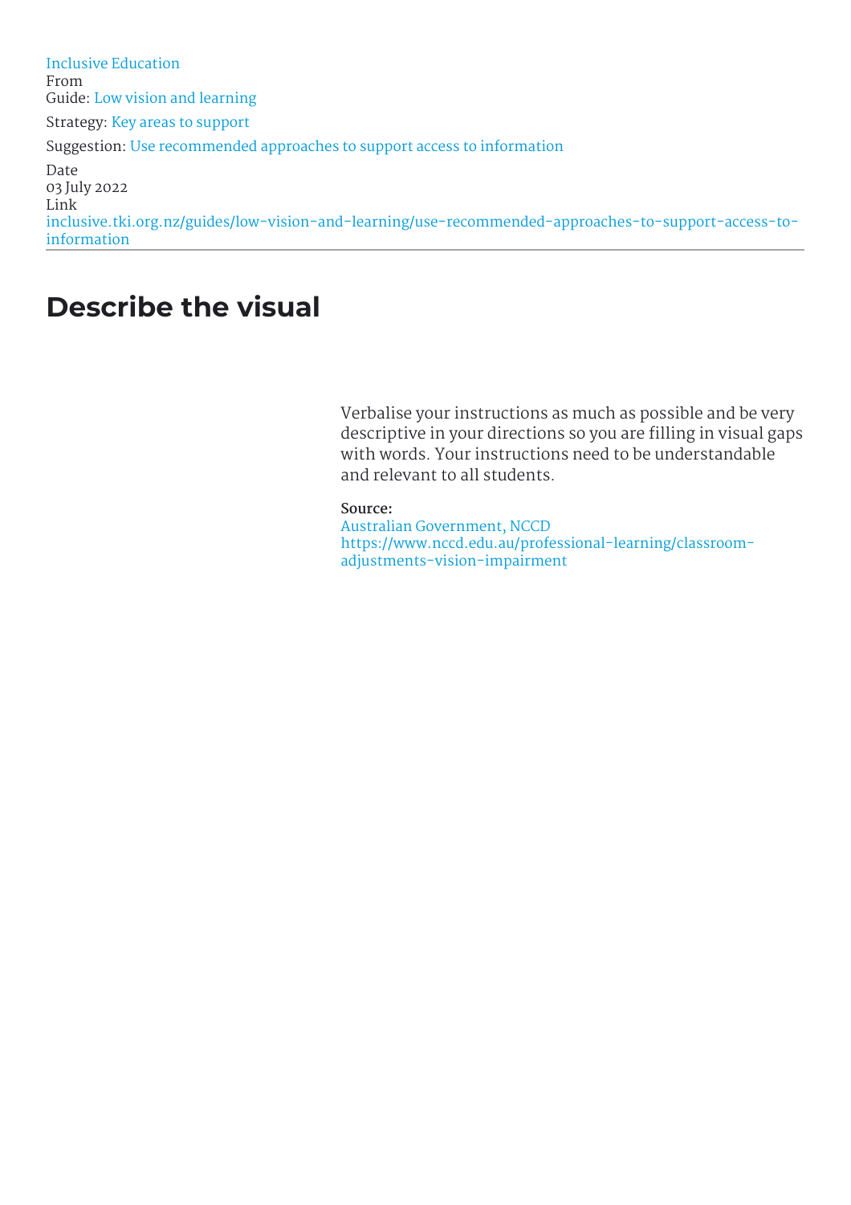Inclusive Education
From
Guide: Low vision and learning

Strategy: Key areas to support

Suggestion: Use recommended approaches to support access to information

Date
03 July 2022
Link
inclusive.tki.org.nz/guides/low-vision-and-learning/use-recommended-approaches-to-support-access-to-information

# Describe the visual

Verbalise your instructions as much as possible and be very descriptive in your directions so you are filling in visual gaps with words. Your instructions need to be understandable and relevant to all students.

**Source:**
Australian Government, NCCD
https://www.nccd.edu.au/professional-learning/classroom-adjustments-vision-impairment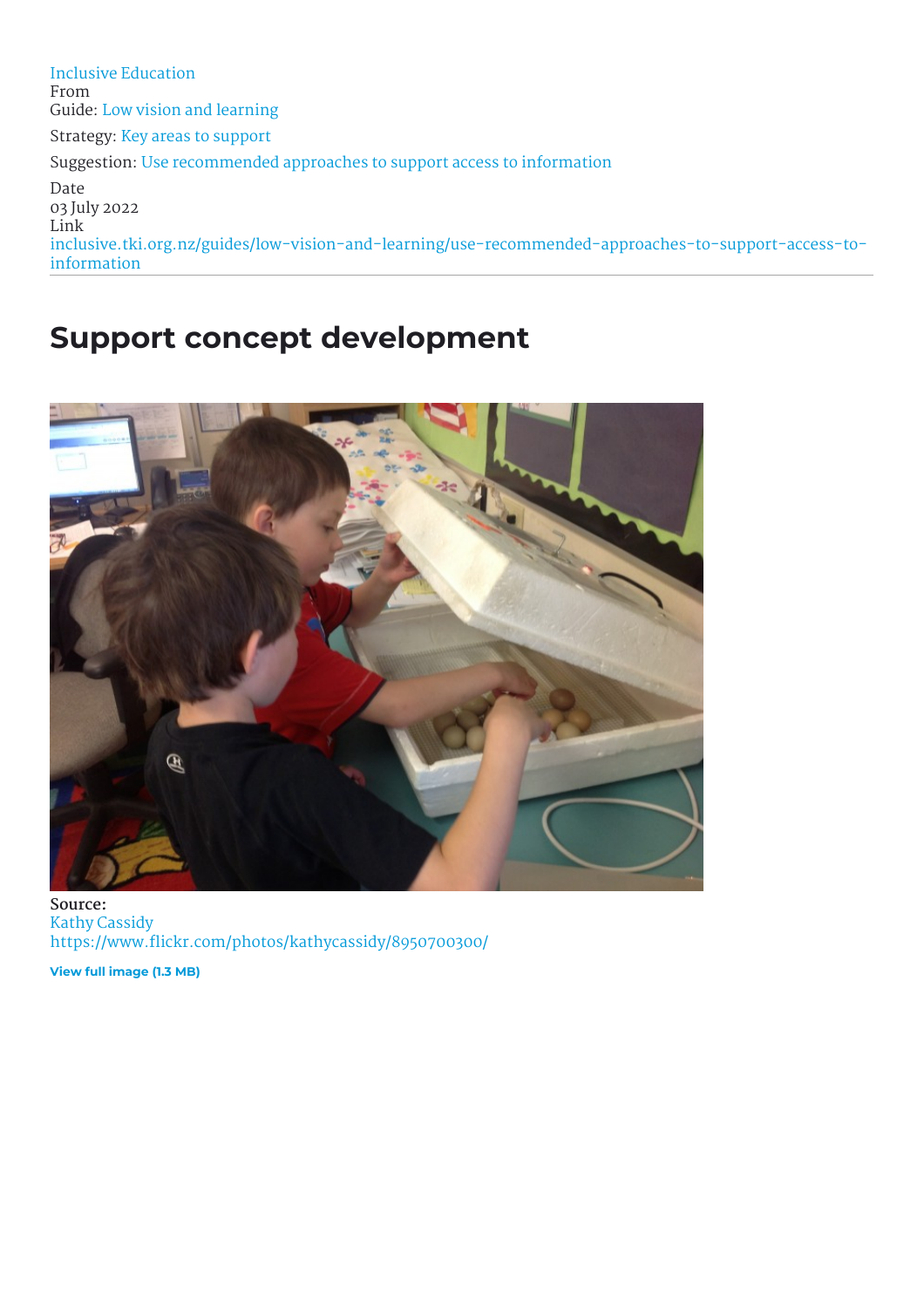Inclusive Education
From
Guide: Low vision and learning

Strategy: Key areas to support

Suggestion: Use recommended approaches to support access to information

Date
03 July 2022
Link
inclusive.tki.org.nz/guides/low-vision-and-learning/use-recommended-approaches-to-support-access-to-information

---

# Support concept development

**Source:**
Kathy Cassidy
https://www.flickr.com/photos/kathycassidy/8950700300/

**View full image (1.3 MB)**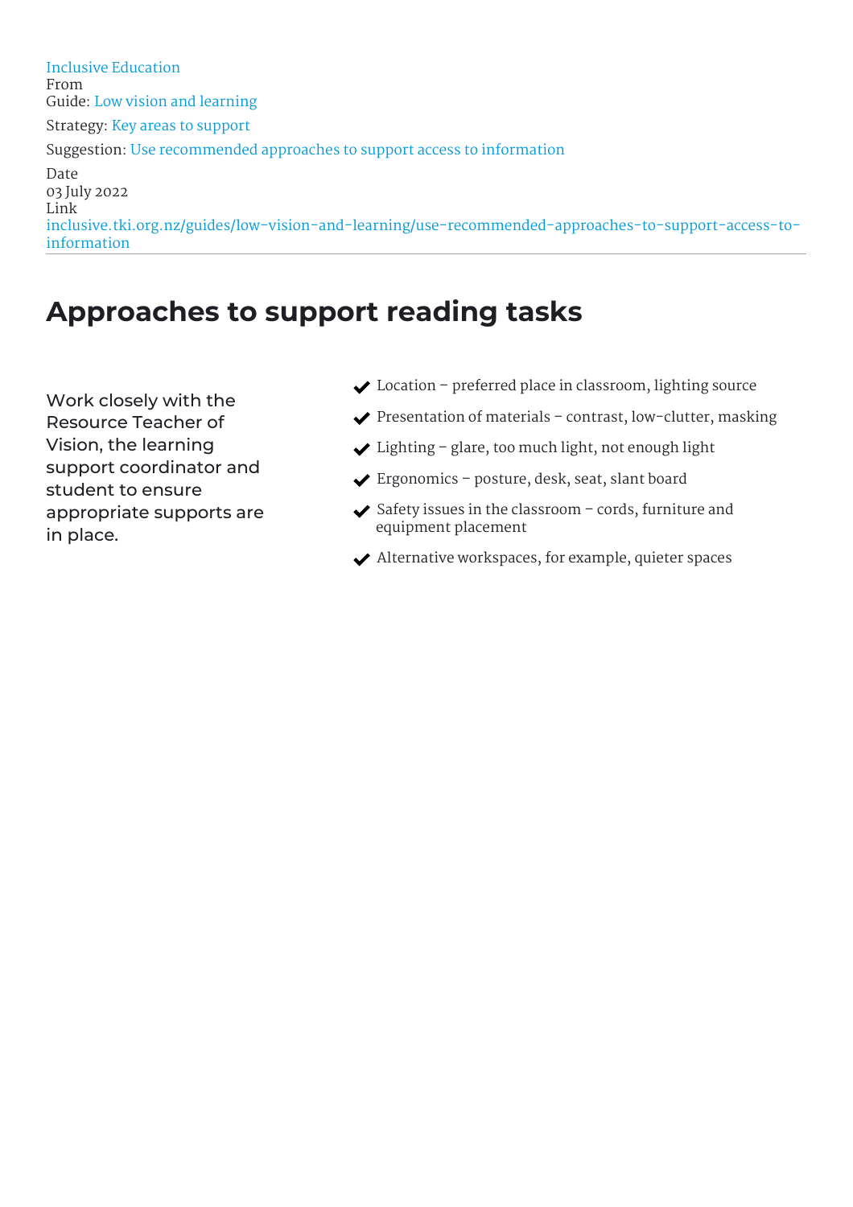Inclusive Education
From
Guide: Low vision and learning

Strategy: Key areas to support

Suggestion: Use recommended approaches to support access to information

Date
03 July 2022
Link
inclusive.tki.org.nz/guides/low-vision-and-learning/use-recommended-approaches-to-support-access-to-information

---

# Approaches to support reading tasks

Work closely with the Resource Teacher of Vision, the learning support coordinator and student to ensure appropriate supports are in place.

- ✔ Location – preferred place in classroom, lighting source
- ✔ Presentation of materials – contrast, low-clutter, masking
- ✔ Lighting – glare, too much light, not enough light
- ✔ Ergonomics – posture, desk, seat, slant board
- ✔ Safety issues in the classroom – cords, furniture and equipment placement
- ✔ Alternative workspaces, for example, quieter spaces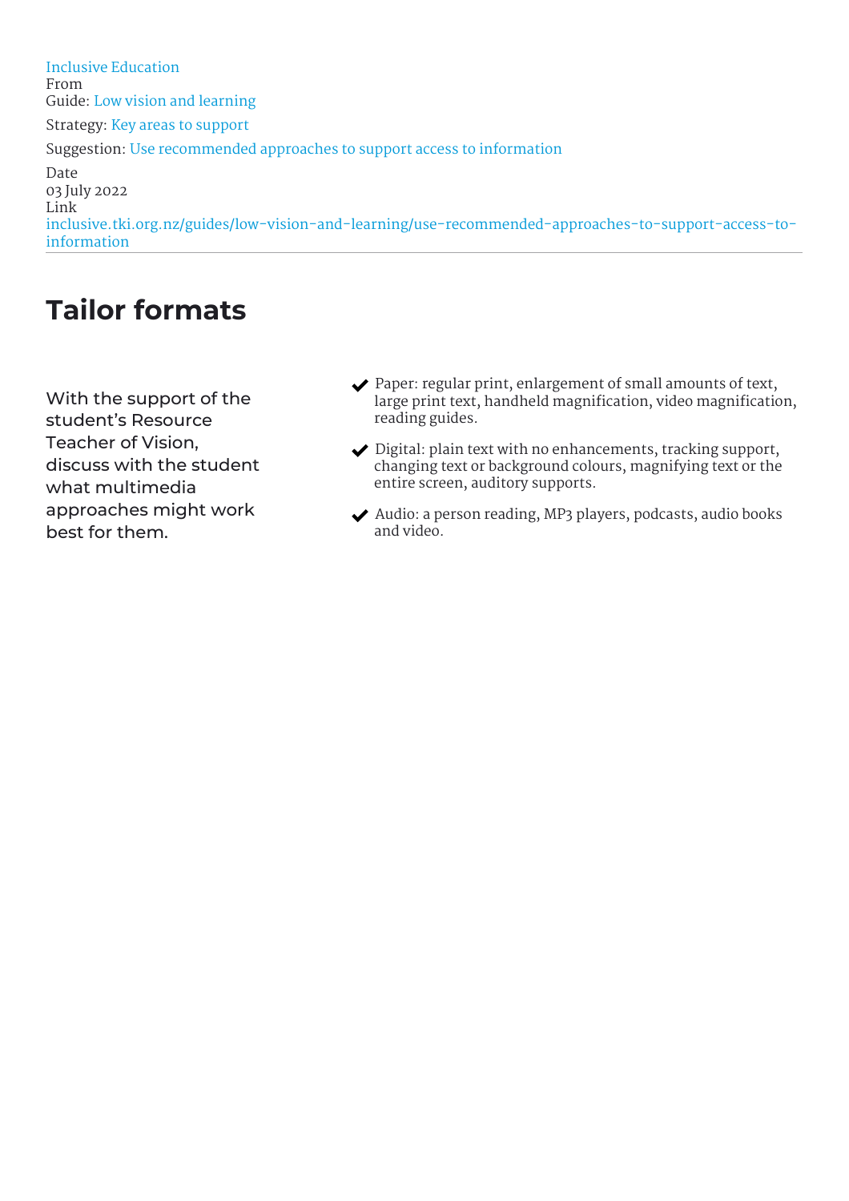Inclusive Education
From
Guide: Low vision and learning

Strategy: Key areas to support

Suggestion: Use recommended approaches to support access to information

Date
03 July 2022
Link
inclusive.tki.org.nz/guides/low-vision-and-learning/use-recommended-approaches-to-support-access-to-information

---

# Tailor formats

With the support of the student's Resource Teacher of Vision, discuss with the student what multimedia approaches might work best for them.

- Paper: regular print, enlargement of small amounts of text, large print text, handheld magnification, video magnification, reading guides.
- Digital: plain text with no enhancements, tracking support, changing text or background colours, magnifying text or the entire screen, auditory supports.
- Audio: a person reading, MP3 players, podcasts, audio books and video.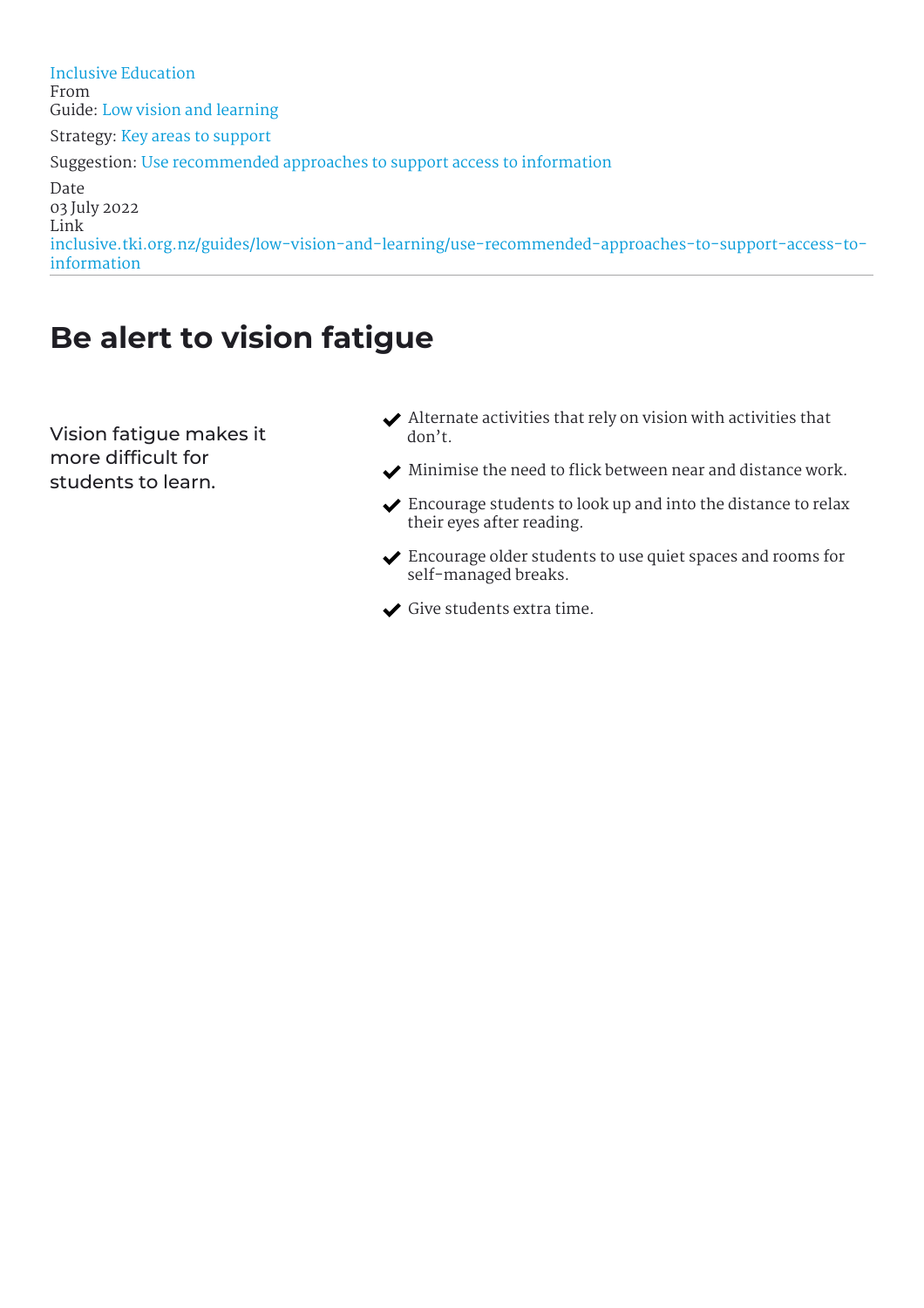Inclusive Education
From
Guide: Low vision and learning

Strategy: Key areas to support

Suggestion: Use recommended approaches to support access to information

Date
03 July 2022
Link
inclusive.tki.org.nz/guides/low-vision-and-learning/use-recommended-approaches-to-support-access-to-information

---

# Be alert to vision fatigue

Vision fatigue makes it more difficult for students to learn.

- Alternate activities that rely on vision with activities that don't.
- Minimise the need to flick between near and distance work.
- Encourage students to look up and into the distance to relax their eyes after reading.
- Encourage older students to use quiet spaces and rooms for self-managed breaks.
- Give students extra time.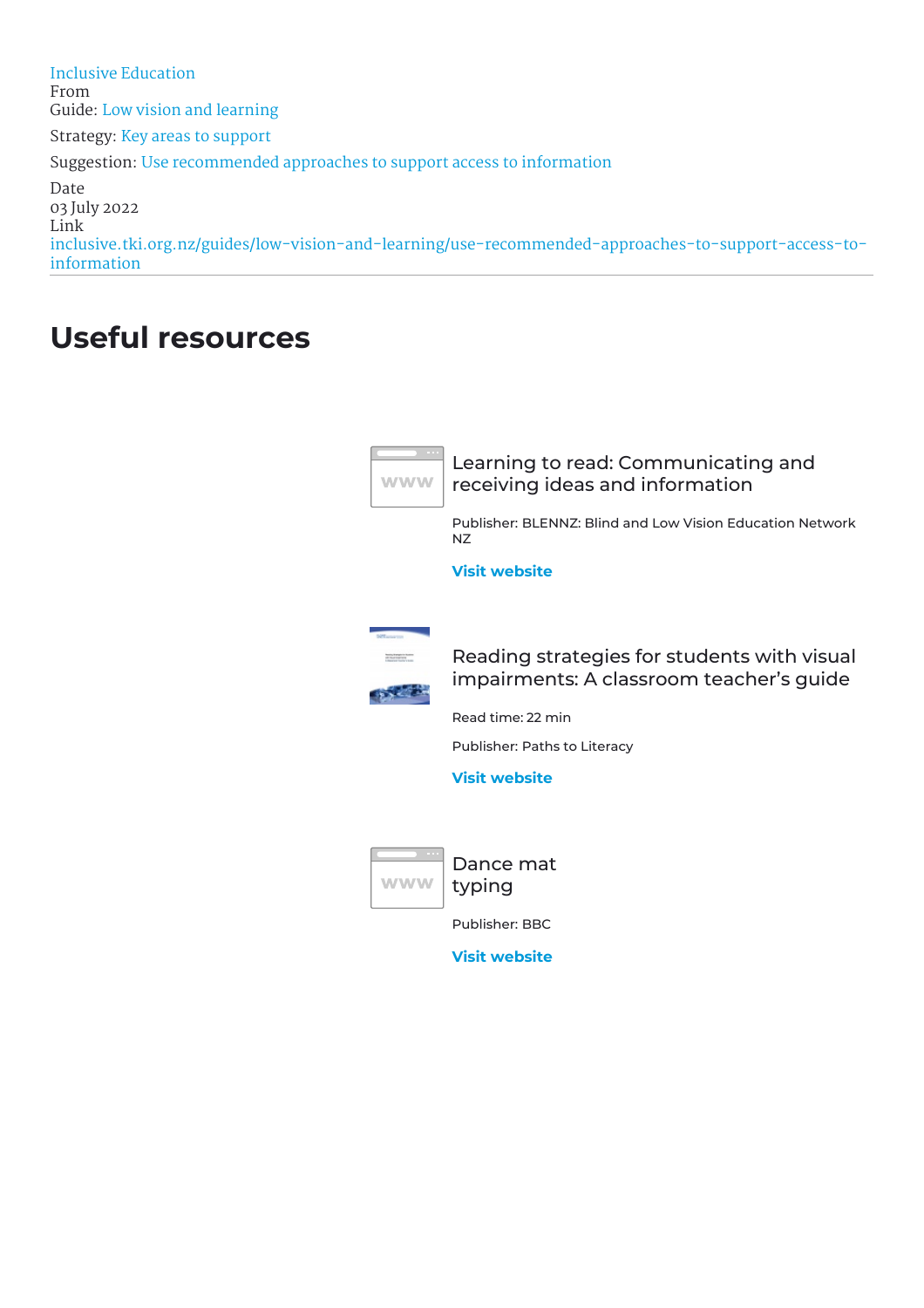Inclusive Education
From
Guide: Low vision and learning

Strategy: Key areas to support

Suggestion: Use recommended approaches to support access to information

Date
03 July 2022
Link
inclusive.tki.org.nz/guides/low-vision-and-learning/use-recommended-approaches-to-support-access-to-information

---

# Useful resources

### Learning to read: Communicating and receiving ideas and information

Publisher: BLENNZ: Blind and Low Vision Education Network NZ

**Visit website**

### Reading strategies for students with visual impairments: A classroom teacher's guide

Read time: 22 min

Publisher: Paths to Literacy

**Visit website**

### Dance mat typing

Publisher: BBC

**Visit website**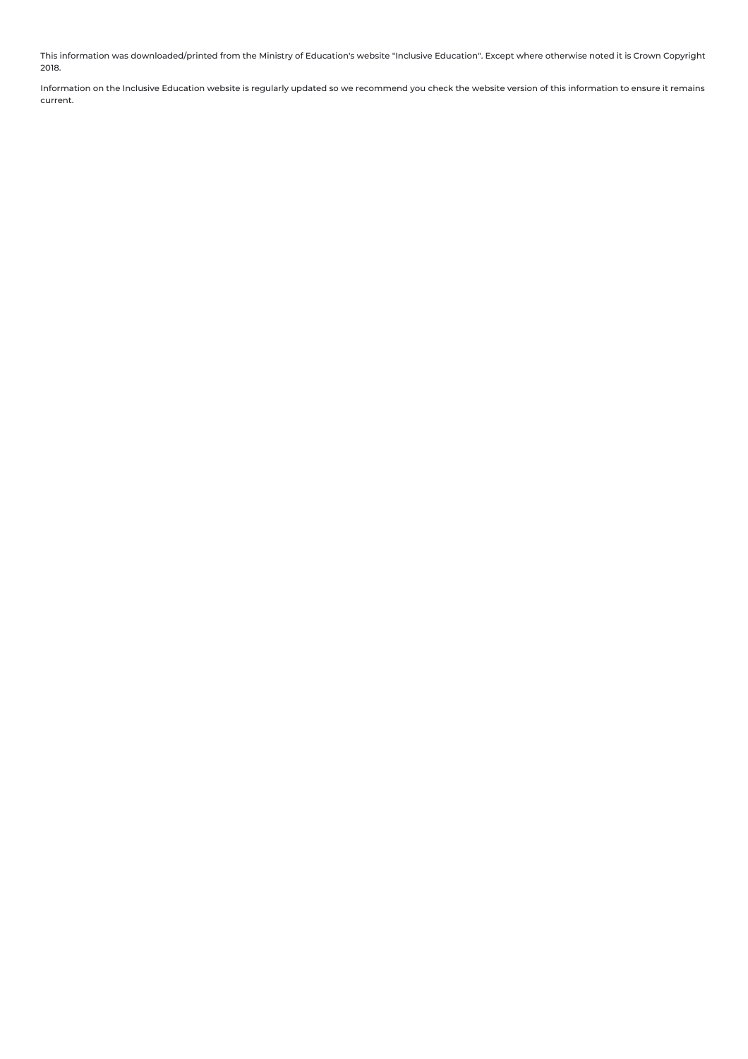This information was downloaded/printed from the Ministry of Education's website "Inclusive Education". Except where otherwise noted it is Crown Copyright 2018.

Information on the Inclusive Education website is regularly updated so we recommend you check the website version of this information to ensure it remains current.